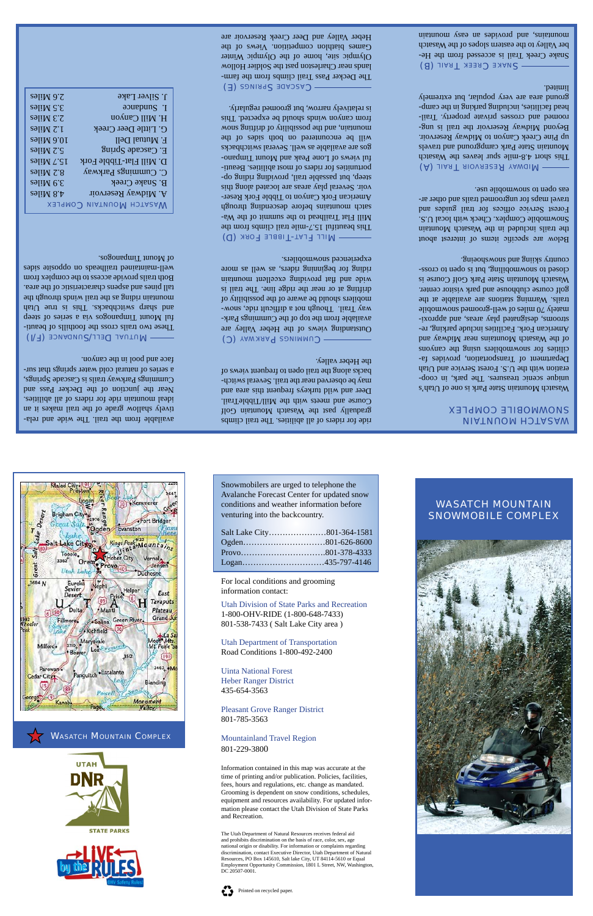# WASATCH MOUNTAIN SNOWMOBILE COMPLEX

Wasatch Mountain State Park is one of Utah's unique scenic treasures. The park, in cooperation with the U.S. Forest Service and Utah Department of Transportation, provides facilities for snowmobilers using the canyons of the Wasatch Mountains near Midway and American Fork. Facilities include parking, restrooms, designated play areas, and approximately 70 miles of well-groomed snowmobile trails. Warming stations are available at the golf course clubhouse and park visitor center. Wasatch Mountain State Park Golf Course is closed to snowmobiling, but is open to cross-country skiing and snowshoeing.

Below are specific items of interest about the trails included in the Wasatch Mountain Snowmobile Complex. Check with local U.S. Forest Service offices for trail guides and travel maps for ungroomed trails and other areas open to snowmobile use.

## MIDWAY RESERVOIR TRAIL (A)

This short 4.8-mile spur leaves the Wasatch Mountain State Park campground and travels up Pine Creek Canyon to Midway Reservoir. Beyond Midway Reservoir the trail is ungroomed and crosses private property. Trailhead facilities, including parking in the campground area are very popular, but extremely limited.

## SNAKE CREEK TRAIL (B)

Snake Creek Trail is accessed from the Heber Valley to the eastern slopes of the Wasatch mountains, and provides an easy mountain ride for riders of all abilities. The trail climbs gradually past the Wasatch Mountain Golf Course and meets with the Mill/Tibble/Flat. Deer and wild turkeys frequent this area and may be observed near the trail. Several switchbacks along the trail open to frequent views of the valley.

## CUMMINGS PARKWAY (C)

Outstanding views of the Heber Valley are available from the top of the Cummings Parkway Trail. Though not a difficult ride, snowmobilers should be aware of the possibility of drifting at or near the ridge line. The trail is wide and flat providing excellent mountain riding for beginning riders, as well as more experienced snowmobilers.

## MILL FLAT-TIBBLE FORK (D)

This beautiful 15.7-mile trail climbs from the Mill Flat Trailhead to the summit of the Wasatch mountains before descending through American Fork Canyon to Tibble Fork Reservoir. Several play areas are located along this steep, but passable trail, providing riding opportunities for riders of most abilities. Beautiful views of Lone Peak and Mount Timpanogos are available as well. Several switchbacks will be encountered on both sides of the mountain, and the possibility of drifting snows from canyon winds should be expected. This is relatively narrow, but groomed regularly.

## CASCADE SPRINGS (E)

The Decker Pass Trail climbs from the farmlands near Charleston past the Soldier Hollow Olympic site, home of the Olympic Winter Games biathlon competition. Views of the Heber Valley and Deer Creek Reservoir are available from the trail. The wide and relatively shallow grade of the trail makes it an ideal mountain ride for riders of all abilities. Near the junction of the Decker Pass and Cummings Parkway trails is Cascade Springs, a series of natural cold water springs that surface and pool in the canyon.

## MUTUAL DELL/SUNDANCE (F/I)

These two trails cross the foothills of beautiful Mount Timpanogos via a series of steep and sharp switchbacks. This is true Utah mountain riding as the trail winds through the tall pines and aspens characteristic of the area. Both trails provide access to the complex from well-maintained trailheads on opposite sides of Mount Timpanogos.

## WASATCH MOUNTAIN COMPLEX

| Trail | Distance |
|---|---|
| A. Midway Reservoir | 4.8 Miles |
| B. Snake Creek | 3.9 Miles |
| C. Cummings Parkway | 8.2 Miles |
| D. Mill Flat-Tibble Fork | 15.7 Miles |
| E. Cascade Springs | 5.2 Miles |
| F. Mutual Dell | 10.9 Miles |
| G. Little Deer Creek | 1.2 Miles |
| H. Mill Canyon | 2.3 Miles |
| I. Sundance | 3.5 Miles |
| J. Silver Lake | 2.6 Miles |

Snowmobilers are urged to telephone the Avalanche Forecast Center for updated snow conditions and weather information before venturing into the backcountry.

| | |
|---|---|
| Salt Lake City | 801-364-1581 |
| Ogden | 801-626-8600 |
| Provo | 801-378-4333 |
| Logan | 435-797-4146 |

For local conditions and grooming information contact:

Utah Division of State Parks and Recreation
1-800-OHV-RIDE (1-800-648-7433)
801-538-7433 ( Salt Lake City area )

Utah Department of Transportation
Road Conditions 1-800-492-2400

Uinta National Forest
Heber Ranger District
435-654-3563

Pleasant Grove Ranger District
801-785-3563

Mountainland Travel Region
801-229-3800

Information contained in this map was accurate at the time of printing and/or publication. Policies, facilities, fees, hours and regulations, etc. change as mandated. Grooming is dependent on snow conditions, schedules, equipment and resources availability. For updated information please contact the Utah Division of State Parks and Recreation.

The Utah Department of Natural Resources receives federal aid and prohibits discrimination on the basis of race, color, sex, age national origin or disability. For information or complaints regarding discrimination, contact Executive Director, Utah Department of Natural Resources, PO Box 145610, Salt lake City, UT 84114-5610 or Equal Employment Opportunity Commission, 1801 L Street, NW, Washington, DC 20507-0001.

Printed on recycled paper.

WASATCH MOUNTAIN COMPLEX

UTAH DNR STATE PARKS

LIVE by the RULES — OHV Safety Rules

# WASATCH MOUNTAIN SNOWMOBILE COMPLEX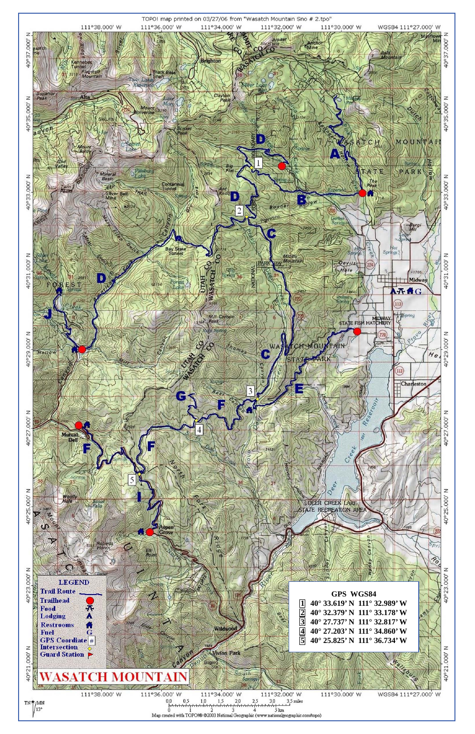TOPO! map printed on 03/27/06 from "Wasatch Mountain Sno # 2.tpo"

# WASATCH MOUNTAIN

**LEGEND**

- Trail Route
- Trailhead
- Food
- Lodging
- Restrooms
- Fuel
- GPS Coordiate
- Intersection
- Guard Station

**GPS WGS84**

| | | |
|---|---|---|
| 1 | 40° 33.619' N | 111° 32.989' W |
| 2 | 40° 32.379' N | 111° 33.178' W |
| 3 | 40° 27.737' N | 111° 32.817' W |
| 4 | 40° 27.203' N | 111° 34.860' W |
| 5 | 40° 25.825' N | 111° 36.734' W |

Map created with TOPO!® ©2003 National Geographic (www.nationalgeographic.com/topo)